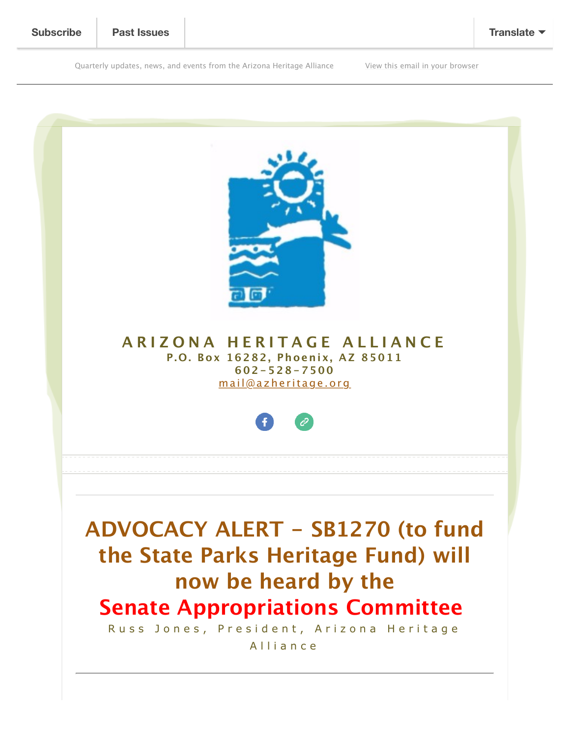Subscribe | Past Issues | Translate

Quarterly updates, news, and events from the Arizona Heritage Alliance

View this email in your browser

**ARIZONA HERITAGE ALLIANCE**

**P.O. Box 16282, Phoenix, AZ 85011**

**602-528-7500**

mail@azheritage.org

# ADVOCACY ALERT - SB1270 (to fund the State Parks Heritage Fund) will now be heard by the Senate Appropriations Committee

Russ Jones, President, Arizona Heritage Alliance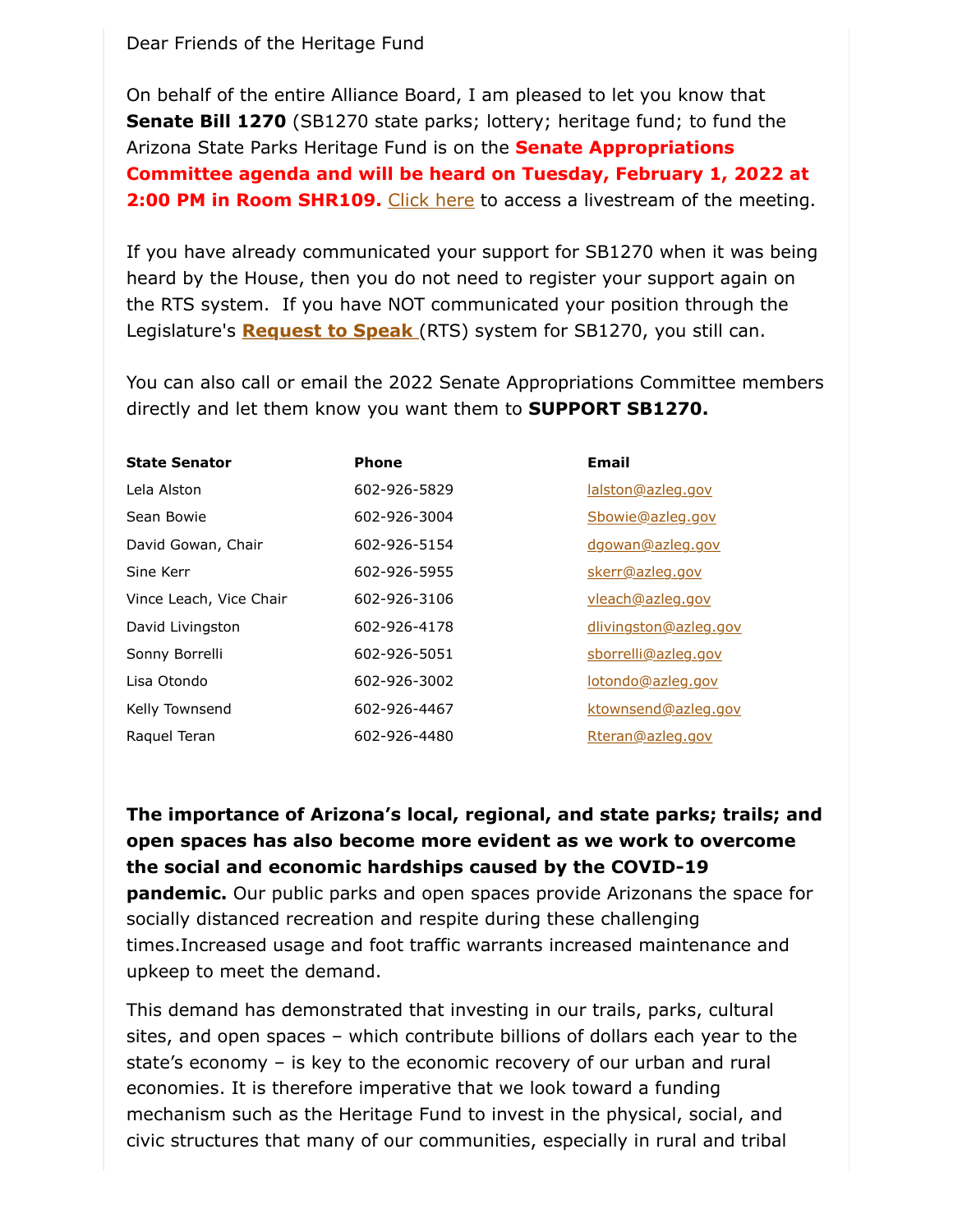Dear Friends of the Heritage Fund

On behalf of the entire Alliance Board, I am pleased to let you know that **Senate Bill 1270** (SB1270 state parks; lottery; heritage fund; to fund the Arizona State Parks Heritage Fund is on the **Senate Appropriations Committee agenda and will be heard on Tuesday, February 1, 2022 at 2:00 PM in Room SHR109.** Click here to access a livestream of the meeting.

If you have already communicated your support for SB1270 when it was being heard by the House, then you do not need to register your support again on the RTS system. If you have NOT communicated your position through the Legislature's **Request to Speak** (RTS) system for SB1270, you still can.

You can also call or email the 2022 Senate Appropriations Committee members directly and let them know you want them to **SUPPORT SB1270.**

| State Senator | Phone | Email |
|---|---|---|
| Lela Alston | 602-926-5829 | lalston@azleg.gov |
| Sean Bowie | 602-926-3004 | Sbowie@azleg.gov |
| David Gowan, Chair | 602-926-5154 | dgowan@azleg.gov |
| Sine Kerr | 602-926-5955 | skerr@azleg.gov |
| Vince Leach, Vice Chair | 602-926-3106 | vleach@azleg.gov |
| David Livingston | 602-926-4178 | dlivingston@azleg.gov |
| Sonny Borrelli | 602-926-5051 | sborrelli@azleg.gov |
| Lisa Otondo | 602-926-3002 | lotondo@azleg.gov |
| Kelly Townsend | 602-926-4467 | ktownsend@azleg.gov |
| Raquel Teran | 602-926-4480 | Rteran@azleg.gov |

**The importance of Arizona's local, regional, and state parks; trails; and open spaces has also become more evident as we work to overcome the social and economic hardships caused by the COVID-19 pandemic.** Our public parks and open spaces provide Arizonans the space for socially distanced recreation and respite during these challenging times.Increased usage and foot traffic warrants increased maintenance and upkeep to meet the demand.

This demand has demonstrated that investing in our trails, parks, cultural sites, and open spaces – which contribute billions of dollars each year to the state's economy – is key to the economic recovery of our urban and rural economies. It is therefore imperative that we look toward a funding mechanism such as the Heritage Fund to invest in the physical, social, and civic structures that many of our communities, especially in rural and tribal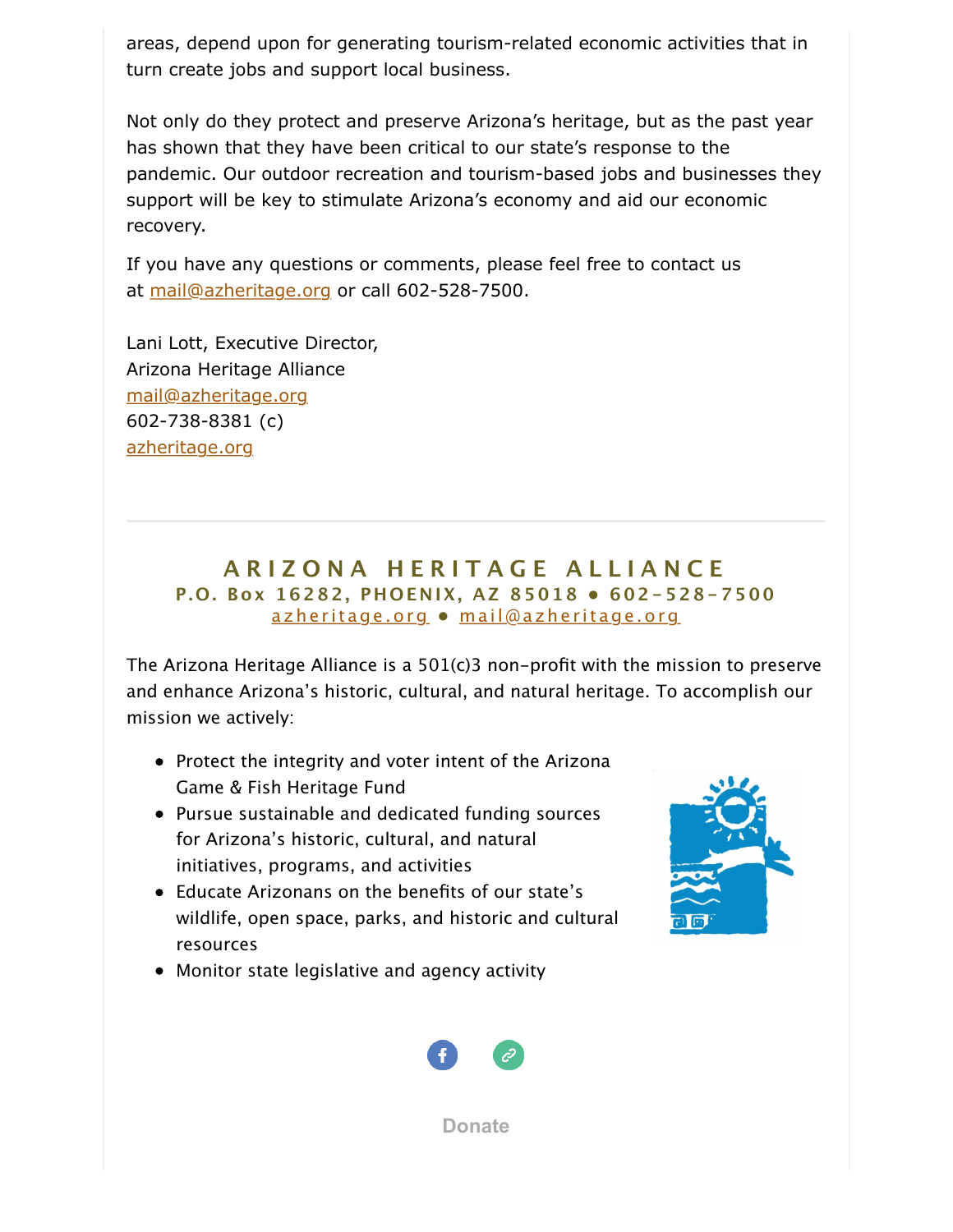areas, depend upon for generating tourism-related economic activities that in turn create jobs and support local business.

Not only do they protect and preserve Arizona's heritage, but as the past year has shown that they have been critical to our state's response to the pandemic. Our outdoor recreation and tourism-based jobs and businesses they support will be key to stimulate Arizona's economy and aid our economic recovery.

If you have any questions or comments, please feel free to contact us at mail@azheritage.org or call 602-528-7500.

Lani Lott, Executive Director,
Arizona Heritage Alliance
mail@azheritage.org
602-738-8381 (c)
azheritage.org

---

## ARIZONA HERITAGE ALLIANCE

**P.O. Box 16282, PHOENIX, AZ 85018 • 602-528-7500**
azheritage.org • mail@azheritage.org

The Arizona Heritage Alliance is a 501(c)3 non-profit with the mission to preserve and enhance Arizona's historic, cultural, and natural heritage. To accomplish our mission we actively:

- Protect the integrity and voter intent of the Arizona Game & Fish Heritage Fund
- Pursue sustainable and dedicated funding sources for Arizona's historic, cultural, and natural initiatives, programs, and activities
- Educate Arizonans on the benefits of our state's wildlife, open space, parks, and historic and cultural resources
- Monitor state legislative and agency activity

Donate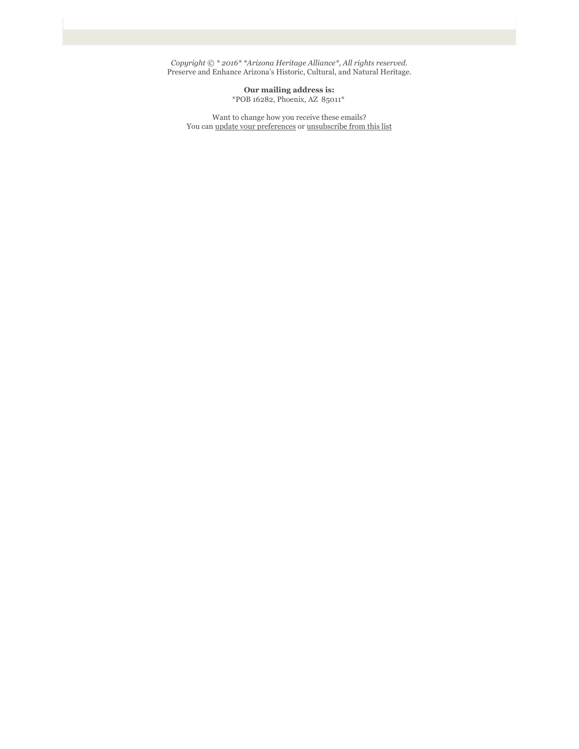*Copyright © * 2016* *Arizona Heritage Alliance*, All rights reserved.*
Preserve and Enhance Arizona's Historic, Cultural, and Natural Heritage.

**Our mailing address is:**
*POB 16282, Phoenix, AZ 85011*

Want to change how you receive these emails?
You can update your preferences or unsubscribe from this list